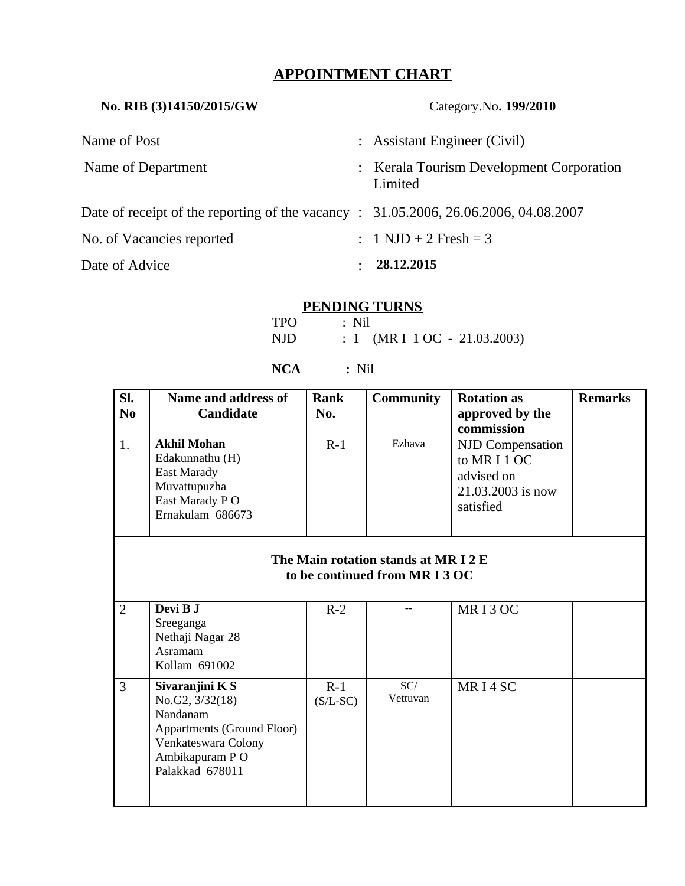# APPOINTMENT CHART

**No. RIB (3)14150/2015/GW** Category.No**. 199/2010**

| | | |
|---|---|---|
| Name of Post | : | Assistant Engineer (Civil) |
| Name of Department | : | Kerala Tourism Development Corporation Limited |
| Date of receipt of the reporting of the vacancy | : | 31.05.2006, 26.06.2006, 04.08.2007 |
| No. of Vacancies reported | : | 1 NJD + 2 Fresh = 3 |
| Date of Advice | : | **28.12.2015** |

## PENDING TURNS

TPO : Nil
NJD : 1 (MR I 1 OC - 21.03.2003)

**NCA :** Nil

| Sl. No | Name and address of Candidate | Rank No. | Community | Rotation as approved by the commission | Remarks |
|---|---|---|---|---|---|
| 1. | **Akhil Mohan** Edakunnathu (H) East Marady Muvattupuzha East Marady P O Ernakulam 686673 | R-1 | Ezhava | NJD Compensation to MR I 1 OC advised on 21.03.2003 is now satisfied | |
| **The Main rotation stands at MR I 2 E to be continued from MR I 3 OC** | | | | | |
| 2 | **Devi B J** Sreeganga Nethaji Nagar 28 Asramam Kollam 691002 | R-2 | -- | MR I 3 OC | |
| 3 | **Sivaranjini K S** No.G2, 3/32(18) Nandanam Appartments (Ground Floor) Venkateswara Colony Ambikapuram P O Palakkad 678011 | R-1 (S/L-SC) | SC/ Vettuvan | MR I 4 SC | |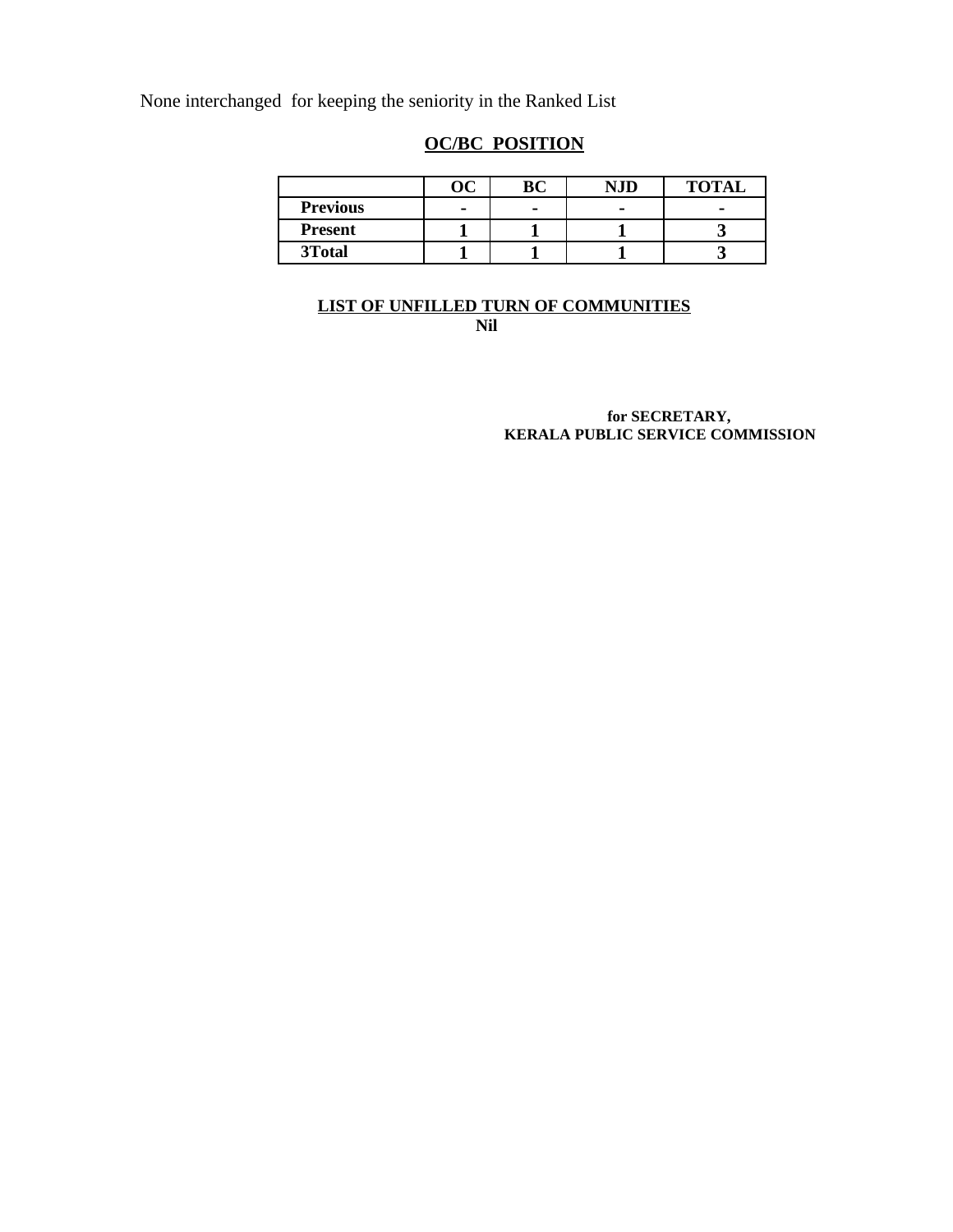None interchanged for keeping the seniority in the Ranked List

## OC/BC POSITION

| | OC | BC | NJD | TOTAL |
|---|---|---|---|---|
| **Previous** | - | - | - | - |
| **Present** | 1 | 1 | 1 | 3 |
| **3Total** | 1 | 1 | 1 | 3 |

**LIST OF UNFILLED TURN OF COMMUNITIES**

**Nil**

**for SECRETARY,**
**KERALA PUBLIC SERVICE COMMISSION**